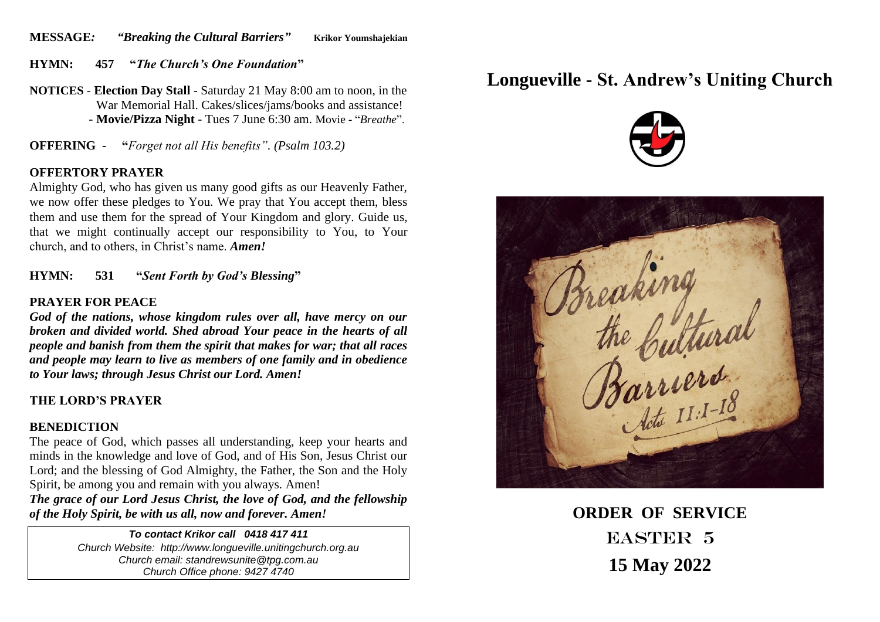**MESSAGE:** *"Breaking the Cultural Barriers"* **Krikor Youmshajekian**

**HYMN: 457 "*The Church's One Foundation*"**

**NOTICES** - **Election Day Stall** - Saturday 21 May 8:00 am to noon, in the War Memorial Hall. Cakes/slices/jams/books and assistance!
- **Movie/Pizza Night** - Tues 7 June 6:30 am. Movie - "*Breathe*".

**OFFERING - "***Forget not all His benefits". (Psalm 103.2)*

### OFFERTORY PRAYER

Almighty God, who has given us many good gifts as our Heavenly Father, we now offer these pledges to You. We pray that You accept them, bless them and use them for the spread of Your Kingdom and glory. Guide us, that we might continually accept our responsibility to You, to Your church, and to others, in Christ's name. ***Amen!***

**HYMN: 531 "*Sent Forth by God's Blessing*"**

### PRAYER FOR PEACE

***God of the nations, whose kingdom rules over all, have mercy on our broken and divided world. Shed abroad Your peace in the hearts of all people and banish from them the spirit that makes for war; that all races and people may learn to live as members of one family and in obedience to Your laws; through Jesus Christ our Lord. Amen!***

### THE LORD'S PRAYER

### BENEDICTION

The peace of God, which passes all understanding, keep your hearts and minds in the knowledge and love of God, and of His Son, Jesus Christ our Lord; and the blessing of God Almighty, the Father, the Son and the Holy Spirit, be among you and remain with you always. Amen!

***The grace of our Lord Jesus Christ, the love of God, and the fellowship of the Holy Spirit, be with us all, now and forever. Amen!***

***To contact Krikor call 0418 417 411***
*Church Website: http://www.longueville.unitingchurch.org.au*
*Church email: standrewsunite@tpg.com.au*
*Church Office phone: 9427 4740*

# Longueville - St. Andrew's Uniting Church

Breaking the Cultural Barriers
Acts 11:1-18

## ORDER OF SERVICE

## EASTER 5

## 15 May 2022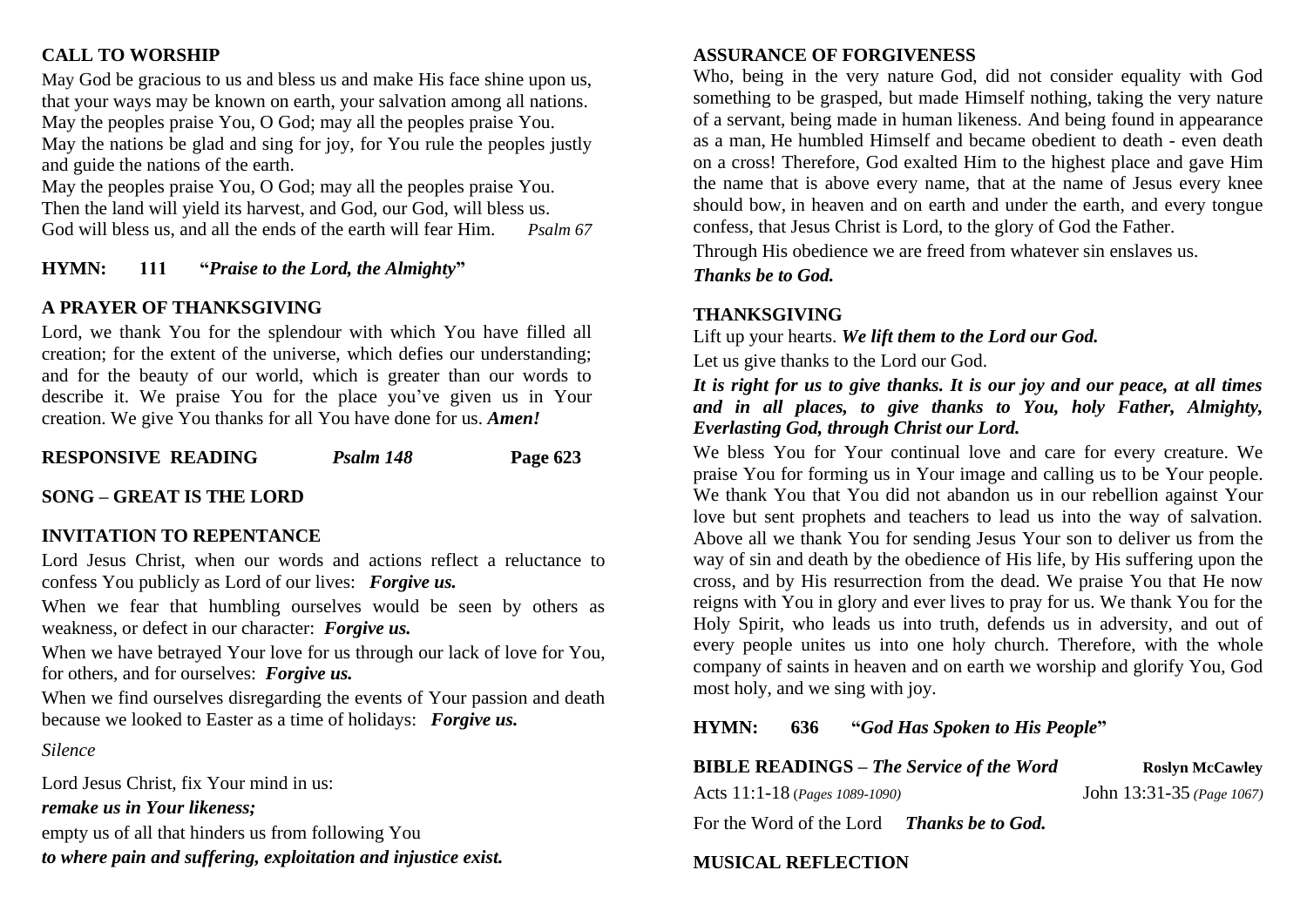## CALL TO WORSHIP

May God be gracious to us and bless us and make His face shine upon us, that your ways may be known on earth, your salvation among all nations.
May the peoples praise You, O God; may all the peoples praise You.
May the nations be glad and sing for joy, for You rule the peoples justly and guide the nations of the earth.
May the peoples praise You, O God; may all the peoples praise You.
Then the land will yield its harvest, and God, our God, will bless us.
God will bless us, and all the ends of the earth will fear Him. *Psalm 67*

**HYMN: 111 "*Praise to the Lord, the Almighty*"**

## A PRAYER OF THANKSGIVING

Lord, we thank You for the splendour with which You have filled all creation; for the extent of the universe, which defies our understanding; and for the beauty of our world, which is greater than our words to describe it. We praise You for the place you've given us in Your creation. We give You thanks for all You have done for us. ***Amen!***

**RESPONSIVE READING *Psalm 148* Page 623**

## SONG – GREAT IS THE LORD

## INVITATION TO REPENTANCE

Lord Jesus Christ, when our words and actions reflect a reluctance to confess You publicly as Lord of our lives: ***Forgive us.***

When we fear that humbling ourselves would be seen by others as weakness, or defect in our character: ***Forgive us.***

When we have betrayed Your love for us through our lack of love for You, for others, and for ourselves: ***Forgive us.***

When we find ourselves disregarding the events of Your passion and death because we looked to Easter as a time of holidays: ***Forgive us.***

*Silence*

Lord Jesus Christ, fix Your mind in us:
***remake us in Your likeness;***
empty us of all that hinders us from following You
***to where pain and suffering, exploitation and injustice exist.***

## ASSURANCE OF FORGIVENESS

Who, being in the very nature God, did not consider equality with God something to be grasped, but made Himself nothing, taking the very nature of a servant, being made in human likeness. And being found in appearance as a man, He humbled Himself and became obedient to death - even death on a cross! Therefore, God exalted Him to the highest place and gave Him the name that is above every name, that at the name of Jesus every knee should bow, in heaven and on earth and under the earth, and every tongue confess, that Jesus Christ is Lord, to the glory of God the Father.

Through His obedience we are freed from whatever sin enslaves us.

***Thanks be to God.***

## THANKSGIVING

Lift up your hearts. ***We lift them to the Lord our God.***

Let us give thanks to the Lord our God.

***It is right for us to give thanks. It is our joy and our peace, at all times and in all places, to give thanks to You, holy Father, Almighty, Everlasting God, through Christ our Lord.***

We bless You for Your continual love and care for every creature. We praise You for forming us in Your image and calling us to be Your people. We thank You that You did not abandon us in our rebellion against Your love but sent prophets and teachers to lead us into the way of salvation. Above all we thank You for sending Jesus Your son to deliver us from the way of sin and death by the obedience of His life, by His suffering upon the cross, and by His resurrection from the dead. We praise You that He now reigns with You in glory and ever lives to pray for us. We thank You for the Holy Spirit, who leads us into truth, defends us in adversity, and out of every people unites us into one holy church. Therefore, with the whole company of saints in heaven and on earth we worship and glorify You, God most holy, and we sing with joy.

**HYMN: 636 "*God Has Spoken to His People*"**

**BIBLE READINGS – *The Service of the Word*** **Roslyn McCawley**

Acts 11:1-18 *(Pages 1089-1090)* John 13:31-35 *(Page 1067)*

For the Word of the Lord ***Thanks be to God.***

## MUSICAL REFLECTION